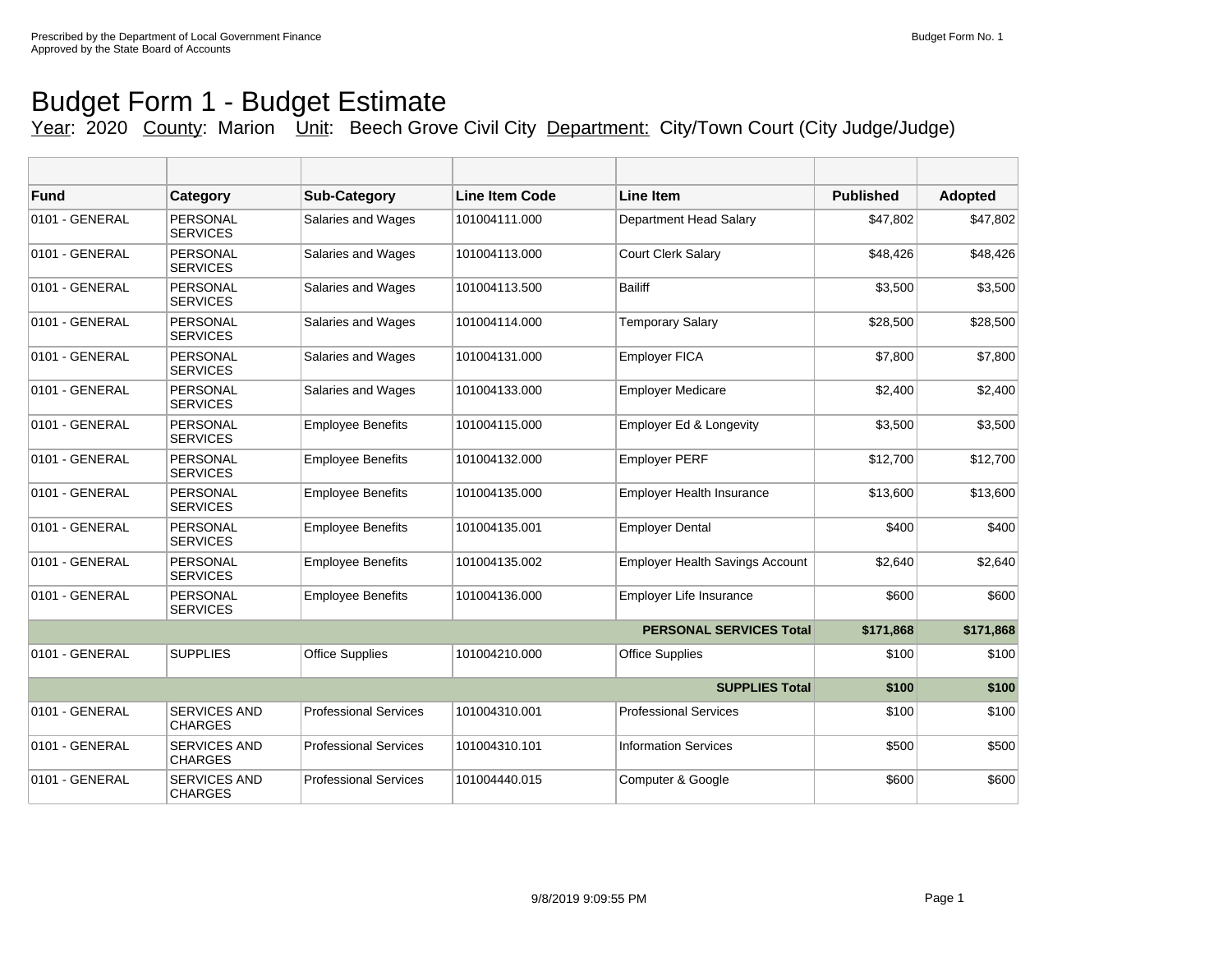Prescribed by the Department of Local Government Finance
Approved by the State Board of Accounts

Budget Form No. 1

# Budget Form 1 - Budget Estimate

Year: 2020 County: Marion Unit: Beech Grove Civil City Department: City/Town Court (City Judge/Judge)

| Fund | Category | Sub-Category | Line Item Code | Line Item | Published | Adopted |
|---|---|---|---|---|---|---|
| 0101 - GENERAL | PERSONAL SERVICES | Salaries and Wages | 101004111.000 | Department Head Salary | $47,802 | $47,802 |
| 0101 - GENERAL | PERSONAL SERVICES | Salaries and Wages | 101004113.000 | Court Clerk Salary | $48,426 | $48,426 |
| 0101 - GENERAL | PERSONAL SERVICES | Salaries and Wages | 101004113.500 | Bailiff | $3,500 | $3,500 |
| 0101 - GENERAL | PERSONAL SERVICES | Salaries and Wages | 101004114.000 | Temporary Salary | $28,500 | $28,500 |
| 0101 - GENERAL | PERSONAL SERVICES | Salaries and Wages | 101004131.000 | Employer FICA | $7,800 | $7,800 |
| 0101 - GENERAL | PERSONAL SERVICES | Salaries and Wages | 101004133.000 | Employer Medicare | $2,400 | $2,400 |
| 0101 - GENERAL | PERSONAL SERVICES | Employee Benefits | 101004115.000 | Employer Ed & Longevity | $3,500 | $3,500 |
| 0101 - GENERAL | PERSONAL SERVICES | Employee Benefits | 101004132.000 | Employer PERF | $12,700 | $12,700 |
| 0101 - GENERAL | PERSONAL SERVICES | Employee Benefits | 101004135.000 | Employer Health Insurance | $13,600 | $13,600 |
| 0101 - GENERAL | PERSONAL SERVICES | Employee Benefits | 101004135.001 | Employer Dental | $400 | $400 |
| 0101 - GENERAL | PERSONAL SERVICES | Employee Benefits | 101004135.002 | Employer Health Savings Account | $2,640 | $2,640 |
| 0101 - GENERAL | PERSONAL SERVICES | Employee Benefits | 101004136.000 | Employer Life Insurance | $600 | $600 |
| | | | | **PERSONAL SERVICES Total** | **$171,868** | **$171,868** |
| 0101 - GENERAL | SUPPLIES | Office Supplies | 101004210.000 | Office Supplies | $100 | $100 |
| | | | | **SUPPLIES Total** | **$100** | **$100** |
| 0101 - GENERAL | SERVICES AND CHARGES | Professional Services | 101004310.001 | Professional Services | $100 | $100 |
| 0101 - GENERAL | SERVICES AND CHARGES | Professional Services | 101004310.101 | Information Services | $500 | $500 |
| 0101 - GENERAL | SERVICES AND CHARGES | Professional Services | 101004440.015 | Computer & Google | $600 | $600 |

9/8/2019 9:09:55 PM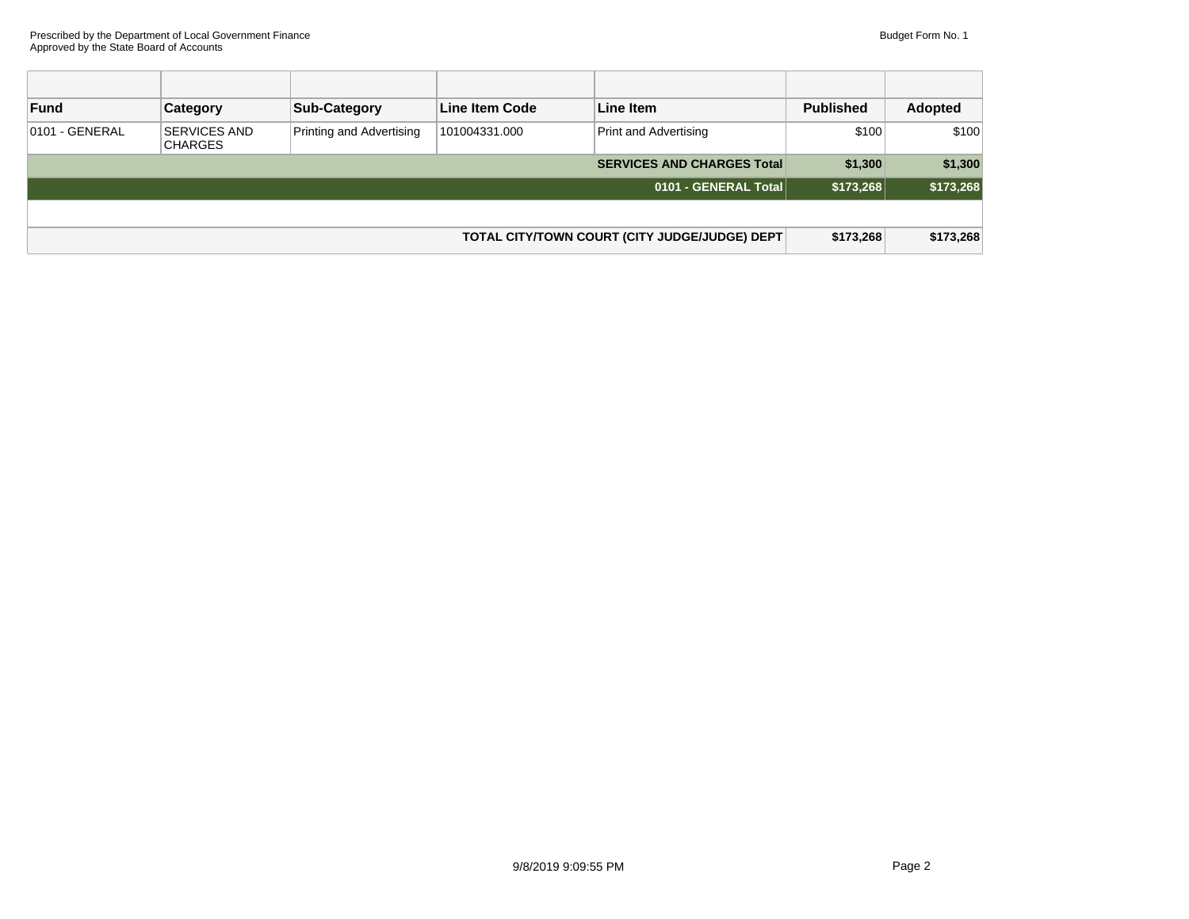Prescribed by the Department of Local Government Finance
Approved by the State Board of Accounts

Budget Form No. 1

| Fund | Category | Sub-Category | Line Item Code | Line Item | Published | Adopted |
|---|---|---|---|---|---|---|
| 0101 - GENERAL | SERVICES AND CHARGES | Printing and Advertising | 101004331.000 | Print and Advertising | $100 | $100 |
| | | | | **SERVICES AND CHARGES Total** | **$1,300** | **$1,300** |
| | | | | **0101 - GENERAL Total** | **$173,268** | **$173,268** |
| | | | | | | |
| | | | | **TOTAL CITY/TOWN COURT (CITY JUDGE/JUDGE) DEPT** | **$173,268** | **$173,268** |

9/8/2019 9:09:55 PM